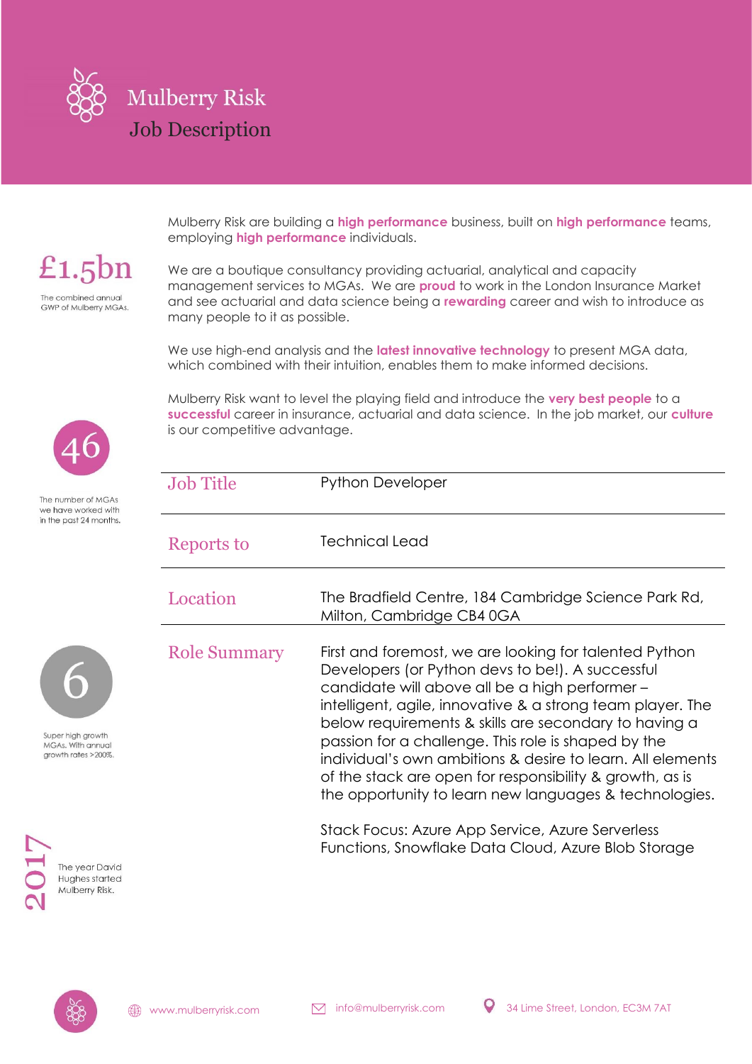# Mulberry Risk

## Job Description

£1.5bn

The combined annual GWP of Mulberry MGAs.

46

The number of MGAs we have worked with in the past 24 months.

6

Super high growth MGAs. With annual growth rates >200%.

2017

The year David Hughes started Mulberry Risk.

Mulberry Risk are building a **high performance** business, built on **high performance** teams, employing **high performance** individuals.

We are a boutique consultancy providing actuarial, analytical and capacity management services to MGAs. We are **proud** to work in the London Insurance Market and see actuarial and data science being a **rewarding** career and wish to introduce as many people to it as possible.

We use high-end analysis and the **latest innovative technology** to present MGA data, which combined with their intuition, enables them to make informed decisions.

Mulberry Risk want to level the playing field and introduce the **very best people** to a **successful** career in insurance, actuarial and data science. In the job market, our **culture** is our competitive advantage.

| | |
|---|---|
| Job Title | Python Developer |
| Reports to | Technical Lead |
| Location | The Bradfield Centre, 184 Cambridge Science Park Rd, Milton, Cambridge CB4 0GA |
| Role Summary | First and foremost, we are looking for talented Python Developers (or Python devs to be!). A successful candidate will above all be a high performer – intelligent, agile, innovative & a strong team player. The below requirements & skills are secondary to having a passion for a challenge. This role is shaped by the individual's own ambitions & desire to learn. All elements of the stack are open for responsibility & growth, as is the opportunity to learn new languages & technologies.<br><br>Stack Focus: Azure App Service, Azure Serverless Functions, Snowflake Data Cloud, Azure Blob Storage |

www.mulberryrisk.com | info@mulberryrisk.com | 34 Lime Street, London, EC3M 7AT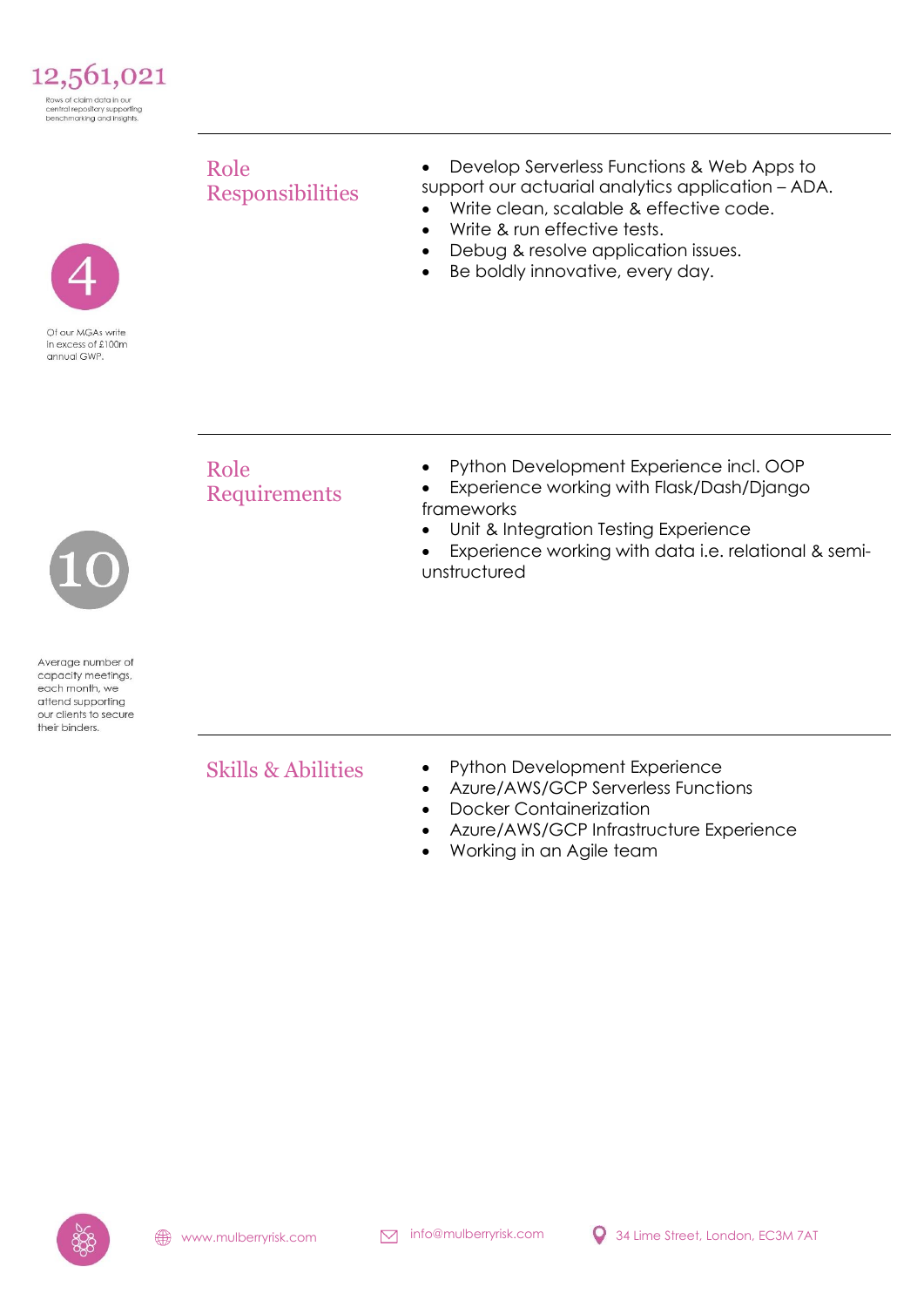12,561,021

Rows of claim data in our central repository supporting benchmarking and insights.

## Role Responsibilities

- Develop Serverless Functions & Web Apps to support our actuarial analytics application – ADA.
- Write clean, scalable & effective code.
- Write & run effective tests.
- Debug & resolve application issues.
- Be boldly innovative, every day.

4

Of our MGAs write in excess of £100m annual GWP.

## Role Requirements

- Python Development Experience incl. OOP
- Experience working with Flask/Dash/Django frameworks
- Unit & Integration Testing Experience
- Experience working with data i.e. relational & semi-unstructured

10

Average number of capacity meetings, each month, we attend supporting our clients to secure their binders.

## Skills & Abilities

- Python Development Experience
- Azure/AWS/GCP Serverless Functions
- Docker Containerization
- Azure/AWS/GCP Infrastructure Experience
- Working in an Agile team

www.mulberryrisk.com | info@mulberryrisk.com | 34 Lime Street, London, EC3M 7AT